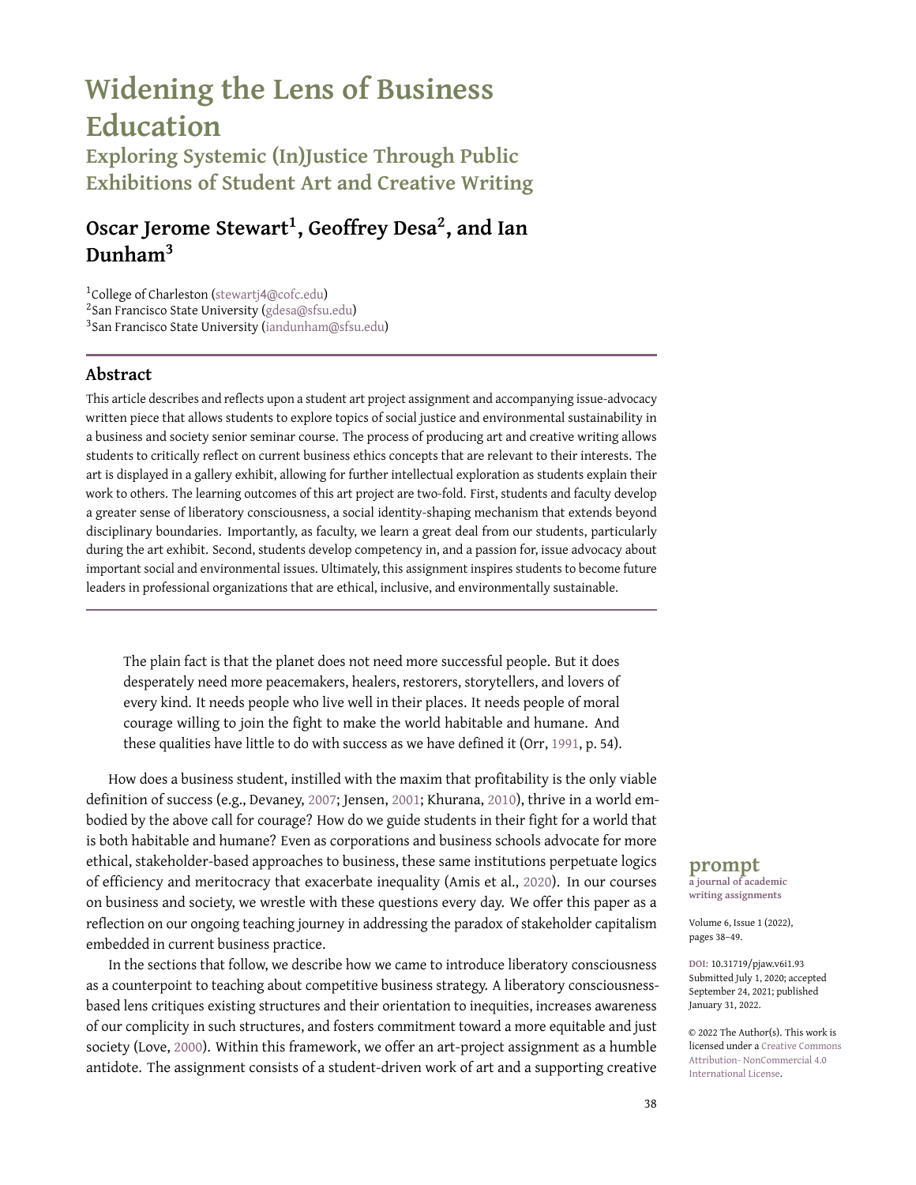# Widening the Lens of Business Education

## Exploring Systemic (In)Justice Through Public Exhibitions of Student Art and Creative Writing

**Oscar Jerome Stewart[1], Geoffrey Desa[2], and Ian Dunham[3]**

[1]College of Charleston (stewartj4@cofc.edu)
[2]San Francisco State University (gdesa@sfsu.edu)
[3]San Francisco State University (iandunham@sfsu.edu)

### Abstract

This article describes and reflects upon a student art project assignment and accompanying issue-advocacy written piece that allows students to explore topics of social justice and environmental sustainability in a business and society senior seminar course. The process of producing art and creative writing allows students to critically reflect on current business ethics concepts that are relevant to their interests. The art is displayed in a gallery exhibit, allowing for further intellectual exploration as students explain their work to others. The learning outcomes of this art project are two-fold. First, students and faculty develop a greater sense of liberatory consciousness, a social identity-shaping mechanism that extends beyond disciplinary boundaries. Importantly, as faculty, we learn a great deal from our students, particularly during the art exhibit. Second, students develop competency in, and a passion for, issue advocacy about important social and environmental issues. Ultimately, this assignment inspires students to become future leaders in professional organizations that are ethical, inclusive, and environmentally sustainable.

> The plain fact is that the planet does not need more successful people. But it does desperately need more peacemakers, healers, restorers, storytellers, and lovers of every kind. It needs people who live well in their places. It needs people of moral courage willing to join the fight to make the world habitable and humane. And these qualities have little to do with success as we have defined it (Orr, 1991, p. 54).

How does a business student, instilled with the maxim that profitability is the only viable definition of success (e.g., Devaney, 2007; Jensen, 2001; Khurana, 2010), thrive in a world embodied by the above call for courage? How do we guide students in their fight for a world that is both habitable and humane? Even as corporations and business schools advocate for more ethical, stakeholder-based approaches to business, these same institutions perpetuate logics of efficiency and meritocracy that exacerbate inequality (Amis et al., 2020). In our courses on business and society, we wrestle with these questions every day. We offer this paper as a reflection on our ongoing teaching journey in addressing the paradox of stakeholder capitalism embedded in current business practice.

In the sections that follow, we describe how we came to introduce liberatory consciousness as a counterpoint to teaching about competitive business strategy. A liberatory consciousness-based lens critiques existing structures and their orientation to inequities, increases awareness of our complicity in such structures, and fosters commitment toward a more equitable and just society (Love, 2000). Within this framework, we offer an art-project assignment as a humble antidote. The assignment consists of a student-driven work of art and a supporting creative

**prompt**
a journal of academic writing assignments

Volume 6, Issue 1 (2022), pages 38–49.

DOI: 10.31719/pjaw.v6i1.93
Submitted July 1, 2020; accepted September 24, 2021; published January 31, 2022.

© 2022 The Author(s). This work is licensed under a Creative Commons Attribution- NonCommercial 4.0 International License.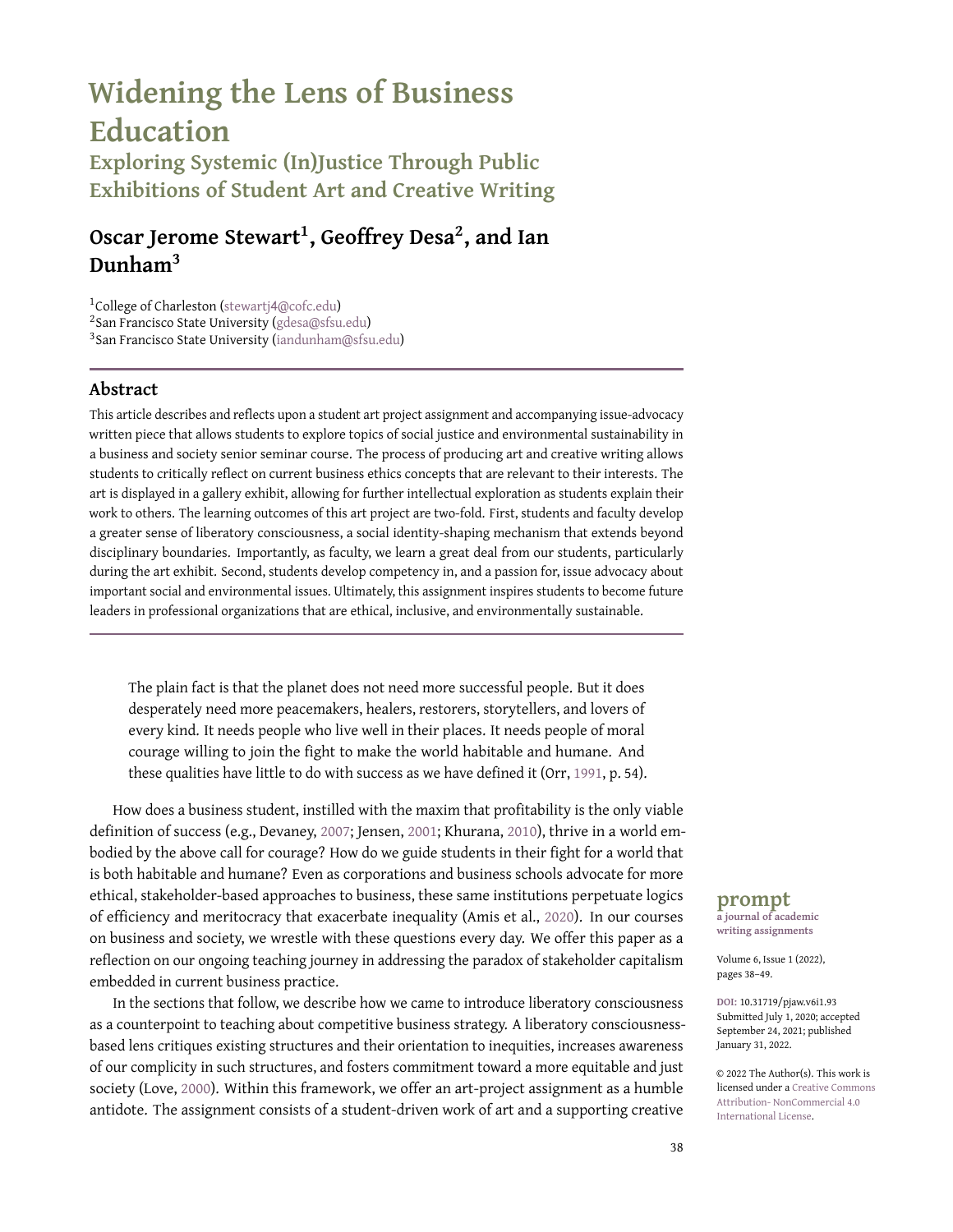# Widening the Lens of Business Education

## Exploring Systemic (In)Justice Through Public Exhibitions of Student Art and Creative Writing

**Oscar Jerome Stewart[1], Geoffrey Desa[2], and Ian Dunham[3]**

[1]College of Charleston (stewartj4@cofc.edu)
[2]San Francisco State University (gdesa@sfsu.edu)
[3]San Francisco State University (iandunham@sfsu.edu)

### Abstract

This article describes and reflects upon a student art project assignment and accompanying issue-advocacy written piece that allows students to explore topics of social justice and environmental sustainability in a business and society senior seminar course. The process of producing art and creative writing allows students to critically reflect on current business ethics concepts that are relevant to their interests. The art is displayed in a gallery exhibit, allowing for further intellectual exploration as students explain their work to others. The learning outcomes of this art project are two-fold. First, students and faculty develop a greater sense of liberatory consciousness, a social identity-shaping mechanism that extends beyond disciplinary boundaries. Importantly, as faculty, we learn a great deal from our students, particularly during the art exhibit. Second, students develop competency in, and a passion for, issue advocacy about important social and environmental issues. Ultimately, this assignment inspires students to become future leaders in professional organizations that are ethical, inclusive, and environmentally sustainable.

---

> The plain fact is that the planet does not need more successful people. But it does desperately need more peacemakers, healers, restorers, storytellers, and lovers of every kind. It needs people who live well in their places. It needs people of moral courage willing to join the fight to make the world habitable and humane. And these qualities have little to do with success as we have defined it (Orr, 1991, p. 54).

How does a business student, instilled with the maxim that profitability is the only viable definition of success (e.g., Devaney, 2007; Jensen, 2001; Khurana, 2010), thrive in a world embodied by the above call for courage? How do we guide students in their fight for a world that is both habitable and humane? Even as corporations and business schools advocate for more ethical, stakeholder-based approaches to business, these same institutions perpetuate logics of efficiency and meritocracy that exacerbate inequality (Amis et al., 2020). In our courses on business and society, we wrestle with these questions every day. We offer this paper as a reflection on our ongoing teaching journey in addressing the paradox of stakeholder capitalism embedded in current business practice.

In the sections that follow, we describe how we came to introduce liberatory consciousness as a counterpoint to teaching about competitive business strategy. A liberatory consciousness-based lens critiques existing structures and their orientation to inequities, increases awareness of our complicity in such structures, and fosters commitment toward a more equitable and just society (Love, 2000). Within this framework, we offer an art-project assignment as a humble antidote. The assignment consists of a student-driven work of art and a supporting creative

**prompt**
a journal of academic writing assignments

DOI: 10.31719/pjaw.v6i1.93
Submitted July 1, 2020; accepted September 24, 2021; published January 31, 2022.

© 2022 The Author(s). This work is licensed under a Creative Commons Attribution- NonCommercial 4.0 International License.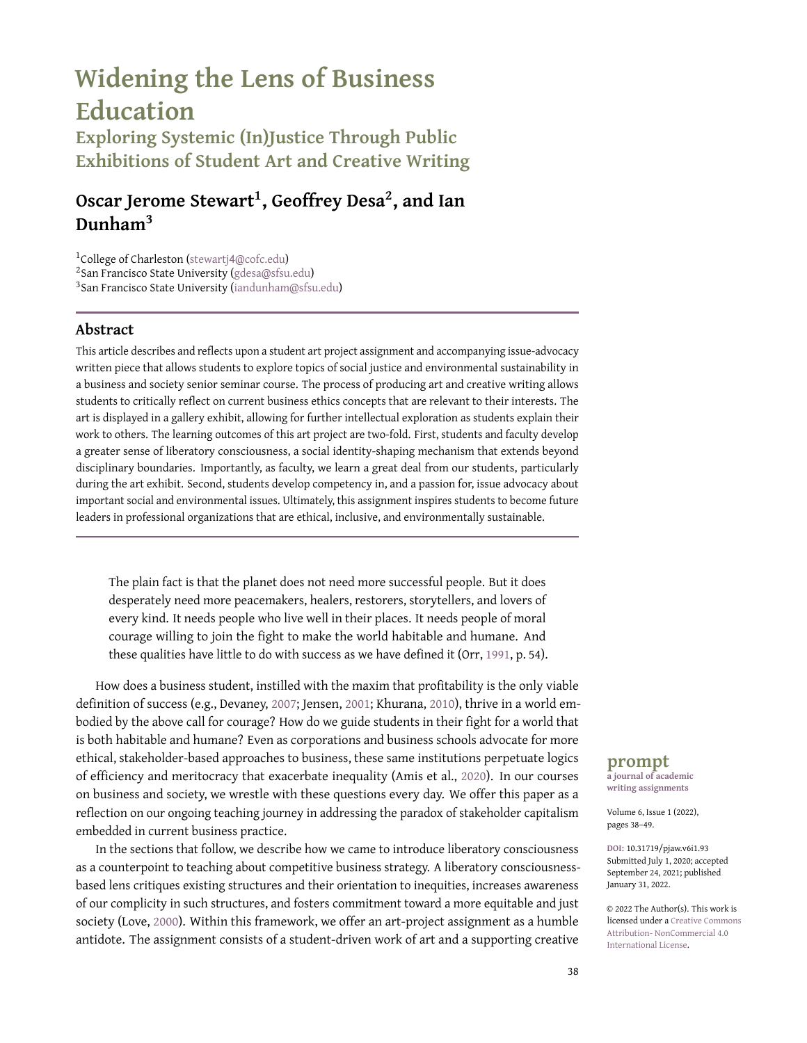# Widening the Lens of Business Education

## Exploring Systemic (In)Justice Through Public Exhibitions of Student Art and Creative Writing

**Oscar Jerome Stewart[1], Geoffrey Desa[2], and Ian Dunham[3]**

[1]College of Charleston (stewartj4@cofc.edu)
[2]San Francisco State University (gdesa@sfsu.edu)
[3]San Francisco State University (iandunham@sfsu.edu)

### Abstract

This article describes and reflects upon a student art project assignment and accompanying issue-advocacy written piece that allows students to explore topics of social justice and environmental sustainability in a business and society senior seminar course. The process of producing art and creative writing allows students to critically reflect on current business ethics concepts that are relevant to their interests. The art is displayed in a gallery exhibit, allowing for further intellectual exploration as students explain their work to others. The learning outcomes of this art project are two-fold. First, students and faculty develop a greater sense of liberatory consciousness, a social identity-shaping mechanism that extends beyond disciplinary boundaries. Importantly, as faculty, we learn a great deal from our students, particularly during the art exhibit. Second, students develop competency in, and a passion for, issue advocacy about important social and environmental issues. Ultimately, this assignment inspires students to become future leaders in professional organizations that are ethical, inclusive, and environmentally sustainable.

> The plain fact is that the planet does not need more successful people. But it does desperately need more peacemakers, healers, restorers, storytellers, and lovers of every kind. It needs people who live well in their places. It needs people of moral courage willing to join the fight to make the world habitable and humane. And these qualities have little to do with success as we have defined it (Orr, 1991, p. 54).

How does a business student, instilled with the maxim that profitability is the only viable definition of success (e.g., Devaney, 2007; Jensen, 2001; Khurana, 2010), thrive in a world embodied by the above call for courage? How do we guide students in their fight for a world that is both habitable and humane? Even as corporations and business schools advocate for more ethical, stakeholder-based approaches to business, these same institutions perpetuate logics of efficiency and meritocracy that exacerbate inequality (Amis et al., 2020). In our courses on business and society, we wrestle with these questions every day. We offer this paper as a reflection on our ongoing teaching journey in addressing the paradox of stakeholder capitalism embedded in current business practice.

In the sections that follow, we describe how we came to introduce liberatory consciousness as a counterpoint to teaching about competitive business strategy. A liberatory consciousness-based lens critiques existing structures and their orientation to inequities, increases awareness of our complicity in such structures, and fosters commitment toward a more equitable and just society (Love, 2000). Within this framework, we offer an art-project assignment as a humble antidote. The assignment consists of a student-driven work of art and a supporting creative

**prompt**
a journal of academic writing assignments

DOI: 10.31719/pjaw.v6i1.93
Submitted July 1, 2020; accepted September 24, 2021; published January 31, 2022.

© 2022 The Author(s). This work is licensed under a Creative Commons Attribution- NonCommercial 4.0 International License.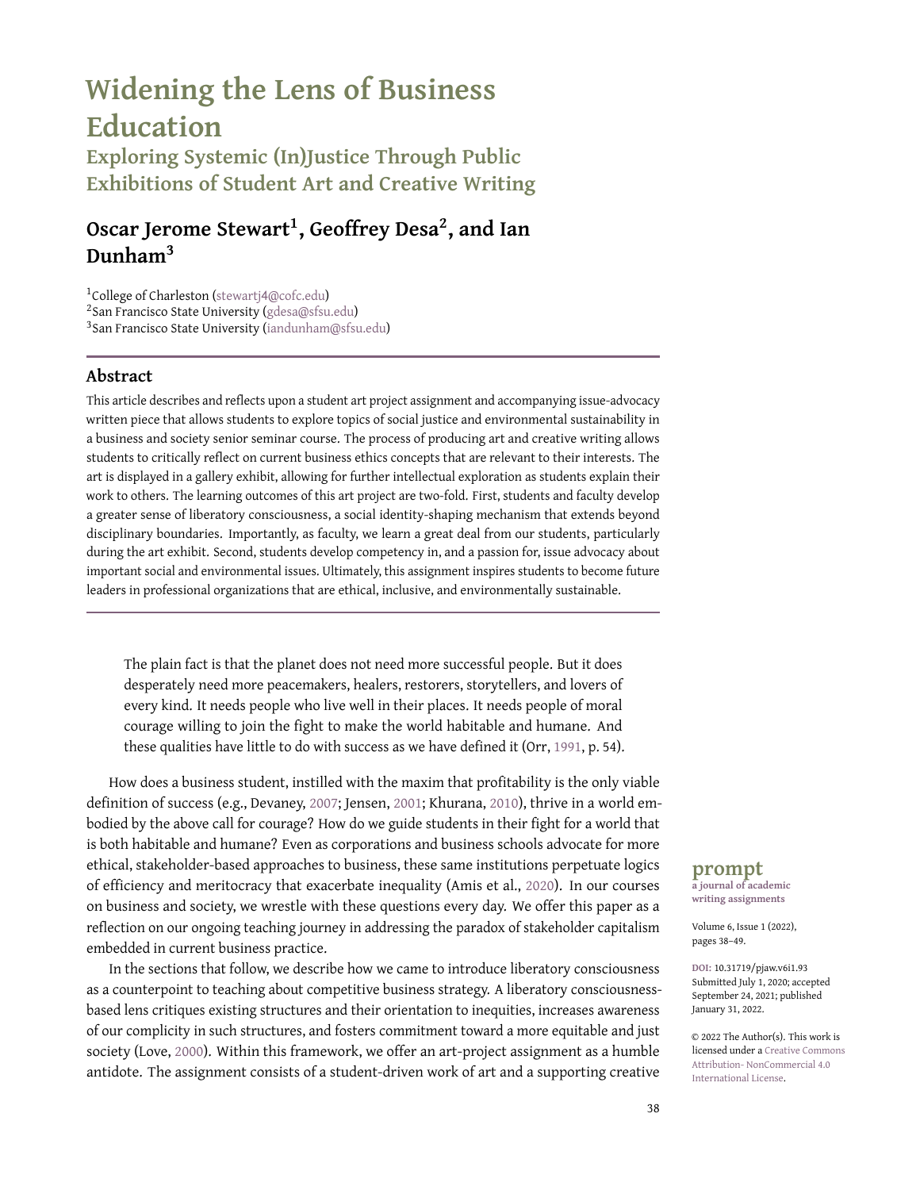# Widening the Lens of Business Education

## Exploring Systemic (In)Justice Through Public Exhibitions of Student Art and Creative Writing

**Oscar Jerome Stewart[1], Geoffrey Desa[2], and Ian Dunham[3]**

[1]College of Charleston (stewartj4@cofc.edu)
[2]San Francisco State University (gdesa@sfsu.edu)
[3]San Francisco State University (iandunham@sfsu.edu)

### Abstract

This article describes and reflects upon a student art project assignment and accompanying issue-advocacy written piece that allows students to explore topics of social justice and environmental sustainability in a business and society senior seminar course. The process of producing art and creative writing allows students to critically reflect on current business ethics concepts that are relevant to their interests. The art is displayed in a gallery exhibit, allowing for further intellectual exploration as students explain their work to others. The learning outcomes of this art project are two-fold. First, students and faculty develop a greater sense of liberatory consciousness, a social identity-shaping mechanism that extends beyond disciplinary boundaries. Importantly, as faculty, we learn a great deal from our students, particularly during the art exhibit. Second, students develop competency in, and a passion for, issue advocacy about important social and environmental issues. Ultimately, this assignment inspires students to become future leaders in professional organizations that are ethical, inclusive, and environmentally sustainable.

> The plain fact is that the planet does not need more successful people. But it does desperately need more peacemakers, healers, restorers, storytellers, and lovers of every kind. It needs people who live well in their places. It needs people of moral courage willing to join the fight to make the world habitable and humane. And these qualities have little to do with success as we have defined it (Orr, 1991, p. 54).

How does a business student, instilled with the maxim that profitability is the only viable definition of success (e.g., Devaney, 2007; Jensen, 2001; Khurana, 2010), thrive in a world embodied by the above call for courage? How do we guide students in their fight for a world that is both habitable and humane? Even as corporations and business schools advocate for more ethical, stakeholder-based approaches to business, these same institutions perpetuate logics of efficiency and meritocracy that exacerbate inequality (Amis et al., 2020). In our courses on business and society, we wrestle with these questions every day. We offer this paper as a reflection on our ongoing teaching journey in addressing the paradox of stakeholder capitalism embedded in current business practice.

In the sections that follow, we describe how we came to introduce liberatory consciousness as a counterpoint to teaching about competitive business strategy. A liberatory consciousness-based lens critiques existing structures and their orientation to inequities, increases awareness of our complicity in such structures, and fosters commitment toward a more equitable and just society (Love, 2000). Within this framework, we offer an art-project assignment as a humble antidote. The assignment consists of a student-driven work of art and a supporting creative

**prompt**
a journal of academic writing assignments

Volume 6, Issue 1 (2022), pages 38–49.

DOI: 10.31719/pjaw.v6i1.93
Submitted July 1, 2020; accepted September 24, 2021; published January 31, 2022.

© 2022 The Author(s). This work is licensed under a Creative Commons Attribution- NonCommercial 4.0 International License.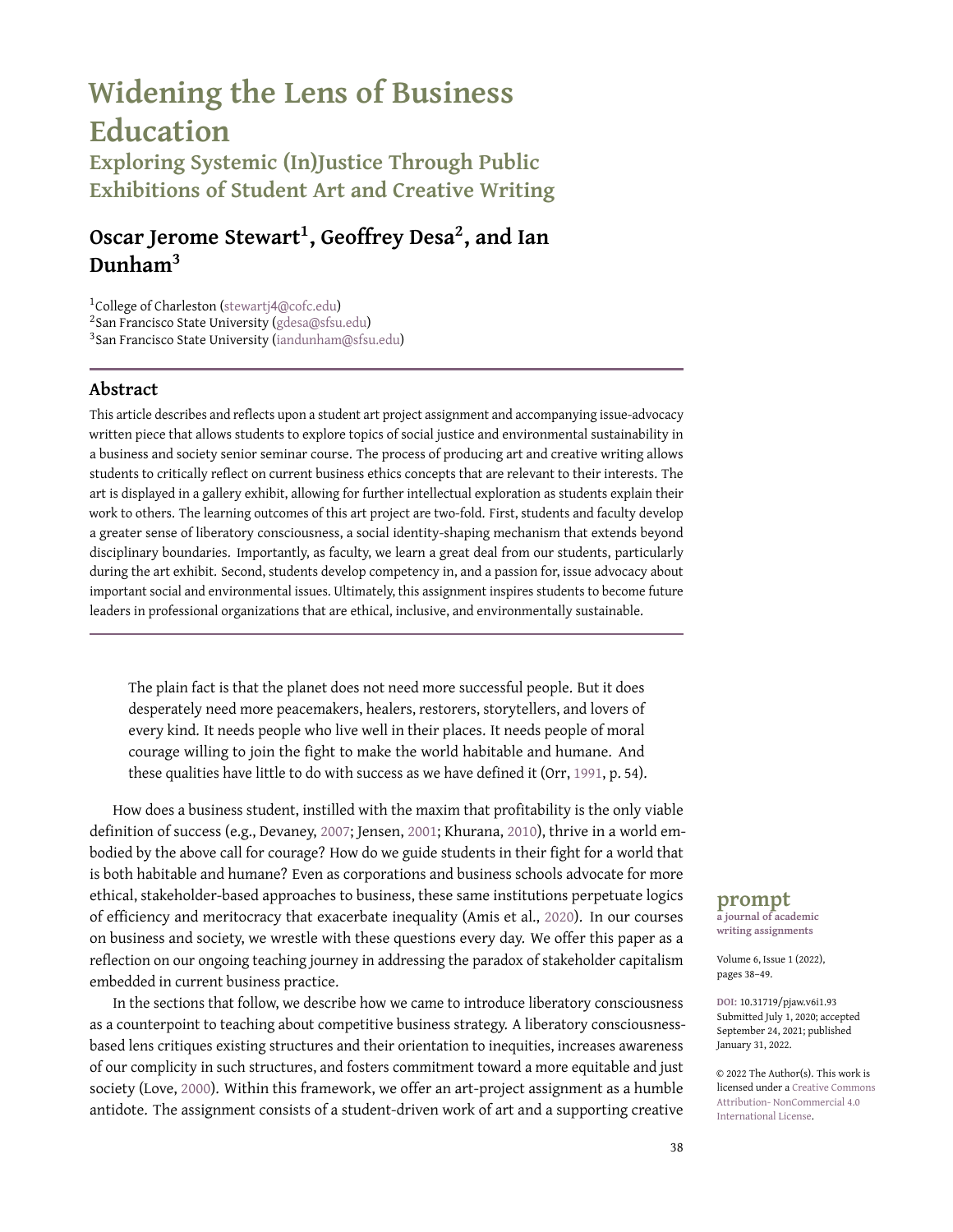# Widening the Lens of Business Education

## Exploring Systemic (In)Justice Through Public Exhibitions of Student Art and Creative Writing

**Oscar Jerome Stewart[1], Geoffrey Desa[2], and Ian Dunham[3]**

[1]College of Charleston (stewartj4@cofc.edu)
[2]San Francisco State University (gdesa@sfsu.edu)
[3]San Francisco State University (iandunham@sfsu.edu)

### Abstract

This article describes and reflects upon a student art project assignment and accompanying issue-advocacy written piece that allows students to explore topics of social justice and environmental sustainability in a business and society senior seminar course. The process of producing art and creative writing allows students to critically reflect on current business ethics concepts that are relevant to their interests. The art is displayed in a gallery exhibit, allowing for further intellectual exploration as students explain their work to others. The learning outcomes of this art project are two-fold. First, students and faculty develop a greater sense of liberatory consciousness, a social identity-shaping mechanism that extends beyond disciplinary boundaries. Importantly, as faculty, we learn a great deal from our students, particularly during the art exhibit. Second, students develop competency in, and a passion for, issue advocacy about important social and environmental issues. Ultimately, this assignment inspires students to become future leaders in professional organizations that are ethical, inclusive, and environmentally sustainable.

> The plain fact is that the planet does not need more successful people. But it does desperately need more peacemakers, healers, restorers, storytellers, and lovers of every kind. It needs people who live well in their places. It needs people of moral courage willing to join the fight to make the world habitable and humane. And these qualities have little to do with success as we have defined it (Orr, 1991, p. 54).

How does a business student, instilled with the maxim that profitability is the only viable definition of success (e.g., Devaney, 2007; Jensen, 2001; Khurana, 2010), thrive in a world embodied by the above call for courage? How do we guide students in their fight for a world that is both habitable and humane? Even as corporations and business schools advocate for more ethical, stakeholder-based approaches to business, these same institutions perpetuate logics of efficiency and meritocracy that exacerbate inequality (Amis et al., 2020). In our courses on business and society, we wrestle with these questions every day. We offer this paper as a reflection on our ongoing teaching journey in addressing the paradox of stakeholder capitalism embedded in current business practice.

In the sections that follow, we describe how we came to introduce liberatory consciousness as a counterpoint to teaching about competitive business strategy. A liberatory consciousness-based lens critiques existing structures and their orientation to inequities, increases awareness of our complicity in such structures, and fosters commitment toward a more equitable and just society (Love, 2000). Within this framework, we offer an art-project assignment as a humble antidote. The assignment consists of a student-driven work of art and a supporting creative

**prompt**
a journal of academic writing assignments

Volume 6, Issue 1 (2022), pages 38–49.

DOI: 10.31719/pjaw.v6i1.93
Submitted July 1, 2020; accepted September 24, 2021; published January 31, 2022.

© 2022 The Author(s). This work is licensed under a Creative Commons Attribution- NonCommercial 4.0 International License.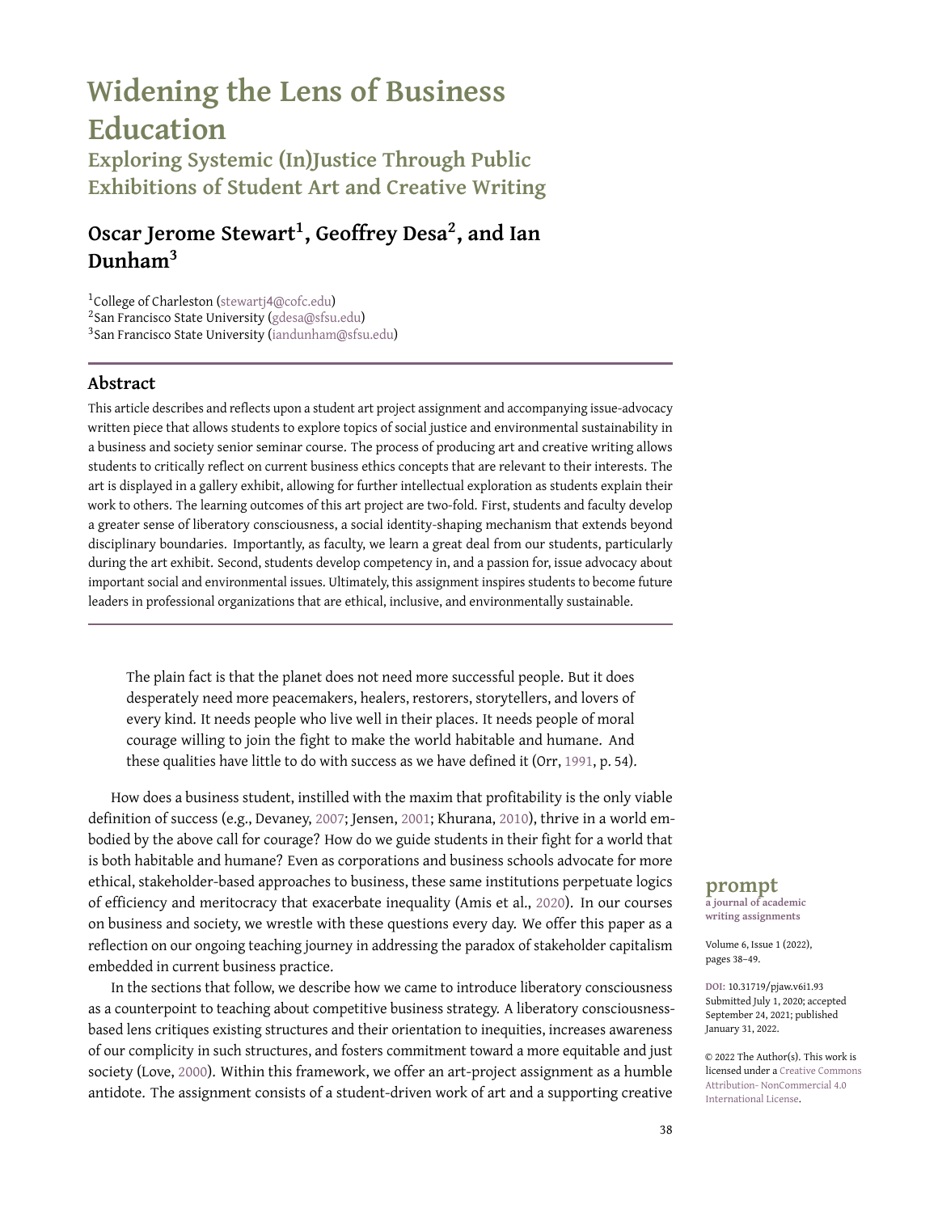# Widening the Lens of Business Education

## Exploring Systemic (In)Justice Through Public Exhibitions of Student Art and Creative Writing

**Oscar Jerome Stewart[1], Geoffrey Desa[2], and Ian Dunham[3]**

[1]College of Charleston (stewartj4@cofc.edu)
[2]San Francisco State University (gdesa@sfsu.edu)
[3]San Francisco State University (iandunham@sfsu.edu)

### Abstract

This article describes and reflects upon a student art project assignment and accompanying issue-advocacy written piece that allows students to explore topics of social justice and environmental sustainability in a business and society senior seminar course. The process of producing art and creative writing allows students to critically reflect on current business ethics concepts that are relevant to their interests. The art is displayed in a gallery exhibit, allowing for further intellectual exploration as students explain their work to others. The learning outcomes of this art project are two-fold. First, students and faculty develop a greater sense of liberatory consciousness, a social identity-shaping mechanism that extends beyond disciplinary boundaries. Importantly, as faculty, we learn a great deal from our students, particularly during the art exhibit. Second, students develop competency in, and a passion for, issue advocacy about important social and environmental issues. Ultimately, this assignment inspires students to become future leaders in professional organizations that are ethical, inclusive, and environmentally sustainable.

> The plain fact is that the planet does not need more successful people. But it does desperately need more peacemakers, healers, restorers, storytellers, and lovers of every kind. It needs people who live well in their places. It needs people of moral courage willing to join the fight to make the world habitable and humane. And these qualities have little to do with success as we have defined it (Orr, 1991, p. 54).

How does a business student, instilled with the maxim that profitability is the only viable definition of success (e.g., Devaney, 2007; Jensen, 2001; Khurana, 2010), thrive in a world embodied by the above call for courage? How do we guide students in their fight for a world that is both habitable and humane? Even as corporations and business schools advocate for more ethical, stakeholder-based approaches to business, these same institutions perpetuate logics of efficiency and meritocracy that exacerbate inequality (Amis et al., 2020). In our courses on business and society, we wrestle with these questions every day. We offer this paper as a reflection on our ongoing teaching journey in addressing the paradox of stakeholder capitalism embedded in current business practice.

In the sections that follow, we describe how we came to introduce liberatory consciousness as a counterpoint to teaching about competitive business strategy. A liberatory consciousness-based lens critiques existing structures and their orientation to inequities, increases awareness of our complicity in such structures, and fosters commitment toward a more equitable and just society (Love, 2000). Within this framework, we offer an art-project assignment as a humble antidote. The assignment consists of a student-driven work of art and a supporting creative

**prompt**
a journal of academic writing assignments

Volume 6, Issue 1 (2022), pages 38–49.

DOI: 10.31719/pjaw.v6i1.93
Submitted July 1, 2020; accepted September 24, 2021; published January 31, 2022.

© 2022 The Author(s). This work is licensed under a Creative Commons Attribution- NonCommercial 4.0 International License.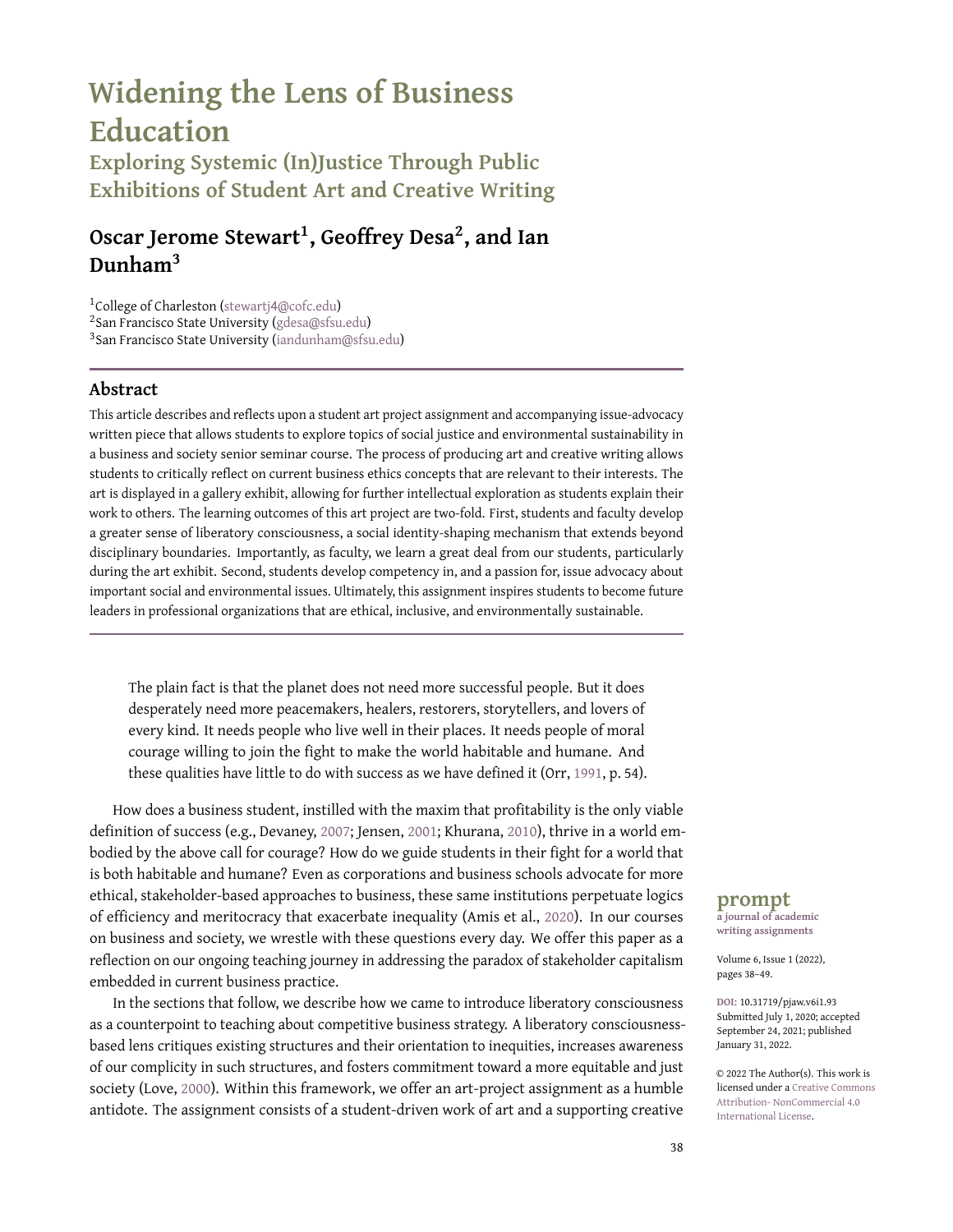# Widening the Lens of Business Education

## Exploring Systemic (In)Justice Through Public Exhibitions of Student Art and Creative Writing

### Oscar Jerome Stewart[1], Geoffrey Desa[2], and Ian Dunham[3]

[1]College of Charleston (stewartj4@cofc.edu)
[2]San Francisco State University (gdesa@sfsu.edu)
[3]San Francisco State University (iandunham@sfsu.edu)

## Abstract

This article describes and reflects upon a student art project assignment and accompanying issue-advocacy written piece that allows students to explore topics of social justice and environmental sustainability in a business and society senior seminar course. The process of producing art and creative writing allows students to critically reflect on current business ethics concepts that are relevant to their interests. The art is displayed in a gallery exhibit, allowing for further intellectual exploration as students explain their work to others. The learning outcomes of this art project are two-fold. First, students and faculty develop a greater sense of liberatory consciousness, a social identity-shaping mechanism that extends beyond disciplinary boundaries. Importantly, as faculty, we learn a great deal from our students, particularly during the art exhibit. Second, students develop competency in, and a passion for, issue advocacy about important social and environmental issues. Ultimately, this assignment inspires students to become future leaders in professional organizations that are ethical, inclusive, and environmentally sustainable.

---

> The plain fact is that the planet does not need more successful people. But it does desperately need more peacemakers, healers, restorers, storytellers, and lovers of every kind. It needs people who live well in their places. It needs people of moral courage willing to join the fight to make the world habitable and humane. And these qualities have little to do with success as we have defined it (Orr, 1991, p. 54).

How does a business student, instilled with the maxim that profitability is the only viable definition of success (e.g., Devaney, 2007; Jensen, 2001; Khurana, 2010), thrive in a world embodied by the above call for courage? How do we guide students in their fight for a world that is both habitable and humane? Even as corporations and business schools advocate for more ethical, stakeholder-based approaches to business, these same institutions perpetuate logics of efficiency and meritocracy that exacerbate inequality (Amis et al., 2020). In our courses on business and society, we wrestle with these questions every day. We offer this paper as a reflection on our ongoing teaching journey in addressing the paradox of stakeholder capitalism embedded in current business practice.

In the sections that follow, we describe how we came to introduce liberatory consciousness as a counterpoint to teaching about competitive business strategy. A liberatory consciousness-based lens critiques existing structures and their orientation to inequities, increases awareness of our complicity in such structures, and fosters commitment toward a more equitable and just society (Love, 2000). Within this framework, we offer an art-project assignment as a humble antidote. The assignment consists of a student-driven work of art and a supporting creative

**prompt**
a journal of academic writing assignments

Volume 6, Issue 1 (2022), pages 38–49.

DOI: 10.31719/pjaw.v6i1.93
Submitted July 1, 2020; accepted September 24, 2021; published January 31, 2022.

© 2022 The Author(s). This work is licensed under a Creative Commons Attribution- NonCommercial 4.0 International License.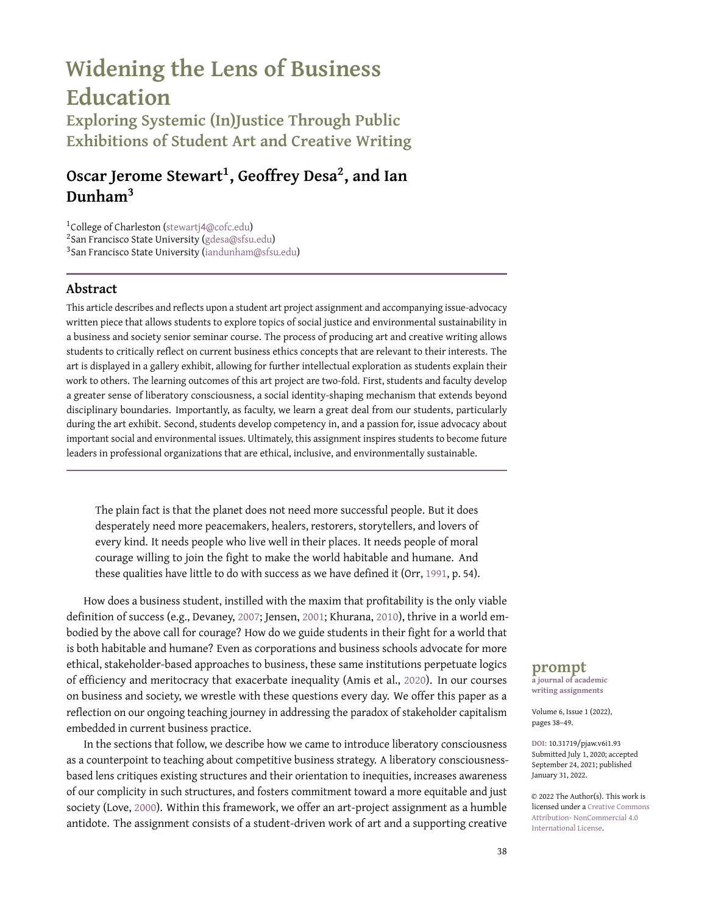# Widening the Lens of Business Education

## Exploring Systemic (In)Justice Through Public Exhibitions of Student Art and Creative Writing

**Oscar Jerome Stewart[1], Geoffrey Desa[2], and Ian Dunham[3]**

[1]College of Charleston (stewartj4@cofc.edu)
[2]San Francisco State University (gdesa@sfsu.edu)
[3]San Francisco State University (iandunham@sfsu.edu)

### Abstract

This article describes and reflects upon a student art project assignment and accompanying issue-advocacy written piece that allows students to explore topics of social justice and environmental sustainability in a business and society senior seminar course. The process of producing art and creative writing allows students to critically reflect on current business ethics concepts that are relevant to their interests. The art is displayed in a gallery exhibit, allowing for further intellectual exploration as students explain their work to others. The learning outcomes of this art project are two-fold. First, students and faculty develop a greater sense of liberatory consciousness, a social identity-shaping mechanism that extends beyond disciplinary boundaries. Importantly, as faculty, we learn a great deal from our students, particularly during the art exhibit. Second, students develop competency in, and a passion for, issue advocacy about important social and environmental issues. Ultimately, this assignment inspires students to become future leaders in professional organizations that are ethical, inclusive, and environmentally sustainable.

> The plain fact is that the planet does not need more successful people. But it does desperately need more peacemakers, healers, restorers, storytellers, and lovers of every kind. It needs people who live well in their places. It needs people of moral courage willing to join the fight to make the world habitable and humane. And these qualities have little to do with success as we have defined it (Orr, 1991, p. 54).

How does a business student, instilled with the maxim that profitability is the only viable definition of success (e.g., Devaney, 2007; Jensen, 2001; Khurana, 2010), thrive in a world embodied by the above call for courage? How do we guide students in their fight for a world that is both habitable and humane? Even as corporations and business schools advocate for more ethical, stakeholder-based approaches to business, these same institutions perpetuate logics of efficiency and meritocracy that exacerbate inequality (Amis et al., 2020). In our courses on business and society, we wrestle with these questions every day. We offer this paper as a reflection on our ongoing teaching journey in addressing the paradox of stakeholder capitalism embedded in current business practice.

In the sections that follow, we describe how we came to introduce liberatory consciousness as a counterpoint to teaching about competitive business strategy. A liberatory consciousness-based lens critiques existing structures and their orientation to inequities, increases awareness of our complicity in such structures, and fosters commitment toward a more equitable and just society (Love, 2000). Within this framework, we offer an art-project assignment as a humble antidote. The assignment consists of a student-driven work of art and a supporting creative

**prompt**
**a journal of academic writing assignments**

DOI: 10.31719/pjaw.v6i1.93
Submitted July 1, 2020; accepted September 24, 2021; published January 31, 2022.

© 2022 The Author(s). This work is licensed under a Creative Commons Attribution- NonCommercial 4.0 International License.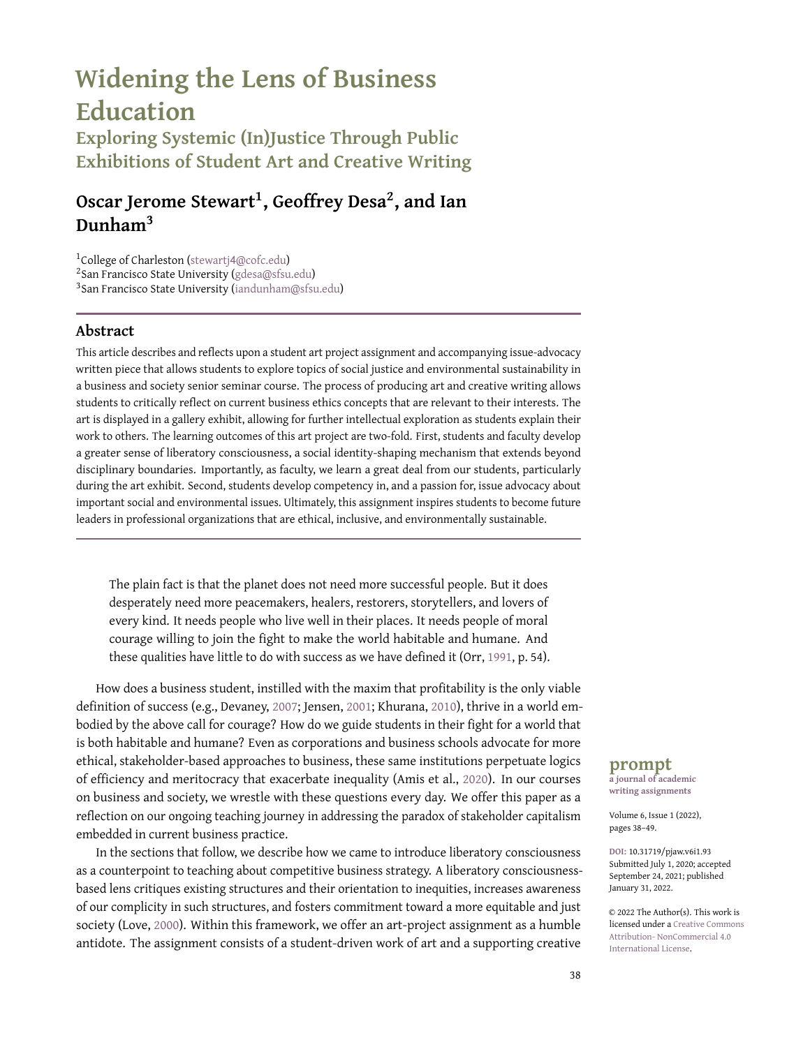# Widening the Lens of Business Education

## Exploring Systemic (In)Justice Through Public Exhibitions of Student Art and Creative Writing

### Oscar Jerome Stewart[1], Geoffrey Desa[2], and Ian Dunham[3]

[1]College of Charleston (stewartj4@cofc.edu)
[2]San Francisco State University (gdesa@sfsu.edu)
[3]San Francisco State University (iandunham@sfsu.edu)

### Abstract

This article describes and reflects upon a student art project assignment and accompanying issue-advocacy written piece that allows students to explore topics of social justice and environmental sustainability in a business and society senior seminar course. The process of producing art and creative writing allows students to critically reflect on current business ethics concepts that are relevant to their interests. The art is displayed in a gallery exhibit, allowing for further intellectual exploration as students explain their work to others. The learning outcomes of this art project are two-fold. First, students and faculty develop a greater sense of liberatory consciousness, a social identity-shaping mechanism that extends beyond disciplinary boundaries. Importantly, as faculty, we learn a great deal from our students, particularly during the art exhibit. Second, students develop competency in, and a passion for, issue advocacy about important social and environmental issues. Ultimately, this assignment inspires students to become future leaders in professional organizations that are ethical, inclusive, and environmentally sustainable.

> The plain fact is that the planet does not need more successful people. But it does desperately need more peacemakers, healers, restorers, storytellers, and lovers of every kind. It needs people who live well in their places. It needs people of moral courage willing to join the fight to make the world habitable and humane. And these qualities have little to do with success as we have defined it (Orr, 1991, p. 54).

How does a business student, instilled with the maxim that profitability is the only viable definition of success (e.g., Devaney, 2007; Jensen, 2001; Khurana, 2010), thrive in a world embodied by the above call for courage? How do we guide students in their fight for a world that is both habitable and humane? Even as corporations and business schools advocate for more ethical, stakeholder-based approaches to business, these same institutions perpetuate logics of efficiency and meritocracy that exacerbate inequality (Amis et al., 2020). In our courses on business and society, we wrestle with these questions every day. We offer this paper as a reflection on our ongoing teaching journey in addressing the paradox of stakeholder capitalism embedded in current business practice.

In the sections that follow, we describe how we came to introduce liberatory consciousness as a counterpoint to teaching about competitive business strategy. A liberatory consciousness-based lens critiques existing structures and their orientation to inequities, increases awareness of our complicity in such structures, and fosters commitment toward a more equitable and just society (Love, 2000). Within this framework, we offer an art-project assignment as a humble antidote. The assignment consists of a student-driven work of art and a supporting creative

**prompt**
a journal of academic writing assignments

DOI: 10.31719/pjaw.v6i1.93
Submitted July 1, 2020; accepted September 24, 2021; published January 31, 2022.

© 2022 The Author(s). This work is licensed under a Creative Commons Attribution- NonCommercial 4.0 International License.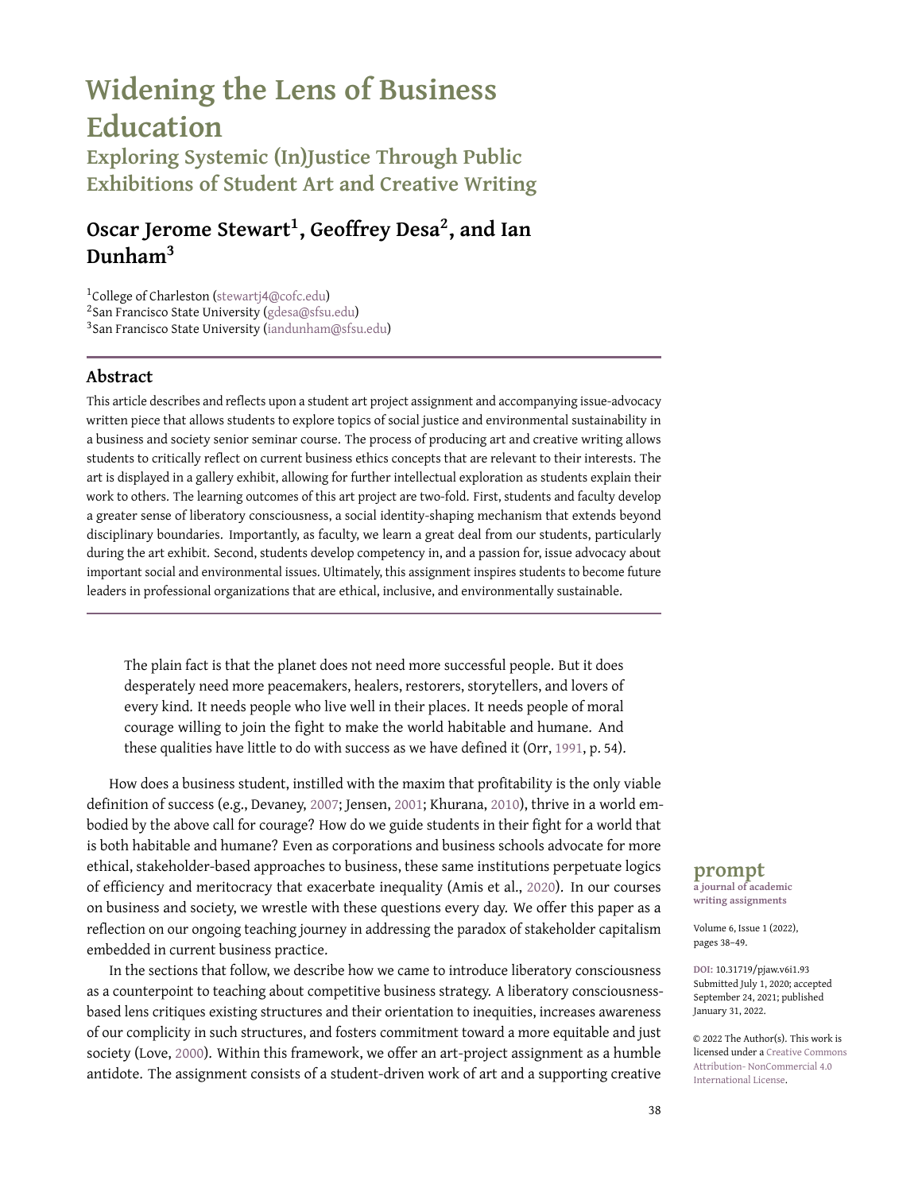# Widening the Lens of Business Education

## Exploring Systemic (In)Justice Through Public Exhibitions of Student Art and Creative Writing

**Oscar Jerome Stewart[1], Geoffrey Desa[2], and Ian Dunham[3]**

[1]College of Charleston (stewartj4@cofc.edu)
[2]San Francisco State University (gdesa@sfsu.edu)
[3]San Francisco State University (iandunham@sfsu.edu)

### Abstract

This article describes and reflects upon a student art project assignment and accompanying issue-advocacy written piece that allows students to explore topics of social justice and environmental sustainability in a business and society senior seminar course. The process of producing art and creative writing allows students to critically reflect on current business ethics concepts that are relevant to their interests. The art is displayed in a gallery exhibit, allowing for further intellectual exploration as students explain their work to others. The learning outcomes of this art project are two-fold. First, students and faculty develop a greater sense of liberatory consciousness, a social identity-shaping mechanism that extends beyond disciplinary boundaries. Importantly, as faculty, we learn a great deal from our students, particularly during the art exhibit. Second, students develop competency in, and a passion for, issue advocacy about important social and environmental issues. Ultimately, this assignment inspires students to become future leaders in professional organizations that are ethical, inclusive, and environmentally sustainable.

> The plain fact is that the planet does not need more successful people. But it does desperately need more peacemakers, healers, restorers, storytellers, and lovers of every kind. It needs people who live well in their places. It needs people of moral courage willing to join the fight to make the world habitable and humane. And these qualities have little to do with success as we have defined it (Orr, 1991, p. 54).

How does a business student, instilled with the maxim that profitability is the only viable definition of success (e.g., Devaney, 2007; Jensen, 2001; Khurana, 2010), thrive in a world embodied by the above call for courage? How do we guide students in their fight for a world that is both habitable and humane? Even as corporations and business schools advocate for more ethical, stakeholder-based approaches to business, these same institutions perpetuate logics of efficiency and meritocracy that exacerbate inequality (Amis et al., 2020). In our courses on business and society, we wrestle with these questions every day. We offer this paper as a reflection on our ongoing teaching journey in addressing the paradox of stakeholder capitalism embedded in current business practice.

In the sections that follow, we describe how we came to introduce liberatory consciousness as a counterpoint to teaching about competitive business strategy. A liberatory consciousness-based lens critiques existing structures and their orientation to inequities, increases awareness of our complicity in such structures, and fosters commitment toward a more equitable and just society (Love, 2000). Within this framework, we offer an art-project assignment as a humble antidote. The assignment consists of a student-driven work of art and a supporting creative

**prompt**
a journal of academic writing assignments

DOI: 10.31719/pjaw.v6i1.93
Submitted July 1, 2020; accepted September 24, 2021; published January 31, 2022.

© 2022 The Author(s). This work is licensed under a Creative Commons Attribution- NonCommercial 4.0 International License.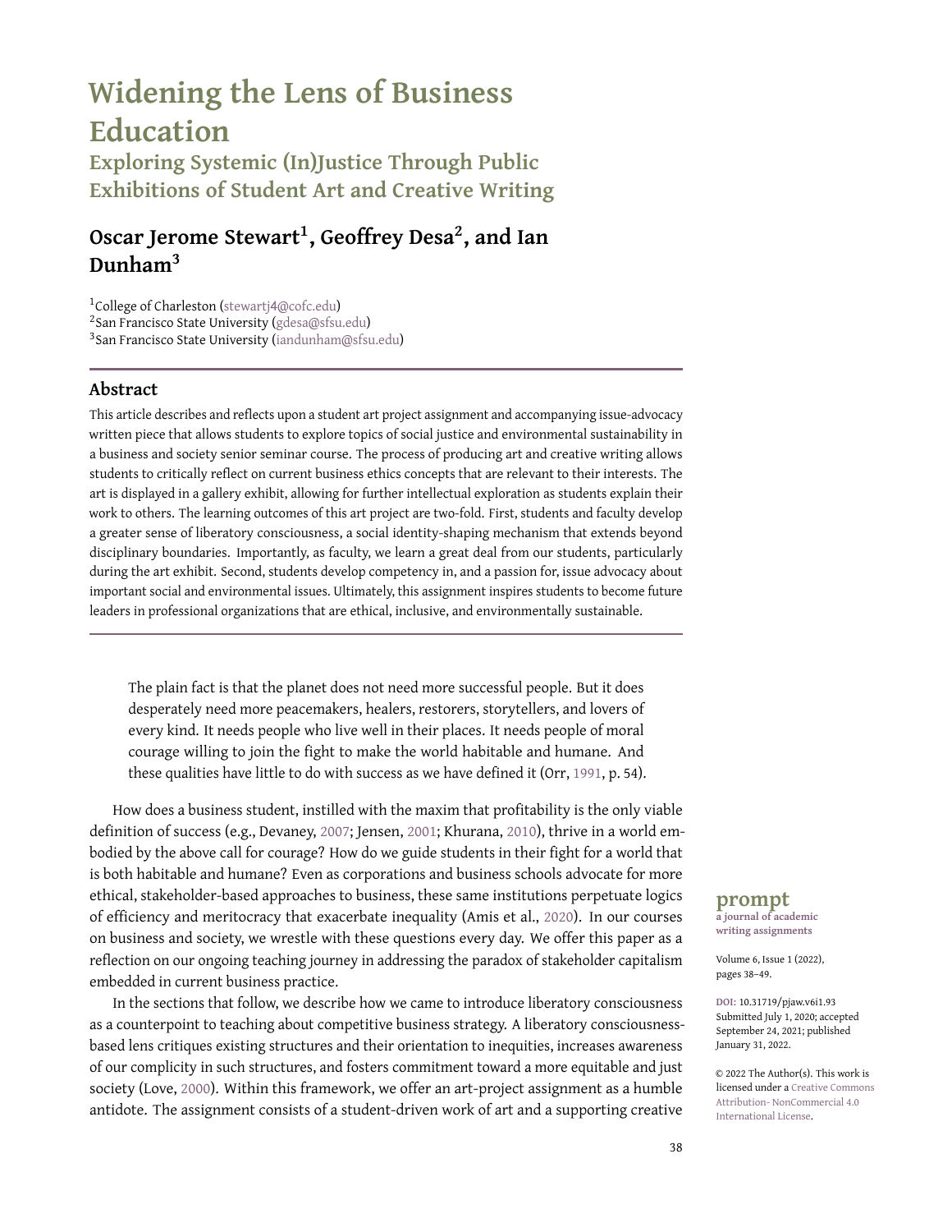# Widening the Lens of Business Education

## Exploring Systemic (In)Justice Through Public Exhibitions of Student Art and Creative Writing

### Oscar Jerome Stewart[1], Geoffrey Desa[2], and Ian Dunham[3]

[1]College of Charleston (stewartj4@cofc.edu)
[2]San Francisco State University (gdesa@sfsu.edu)
[3]San Francisco State University (iandunham@sfsu.edu)

---

### Abstract

This article describes and reflects upon a student art project assignment and accompanying issue-advocacy written piece that allows students to explore topics of social justice and environmental sustainability in a business and society senior seminar course. The process of producing art and creative writing allows students to critically reflect on current business ethics concepts that are relevant to their interests. The art is displayed in a gallery exhibit, allowing for further intellectual exploration as students explain their work to others. The learning outcomes of this art project are two-fold. First, students and faculty develop a greater sense of liberatory consciousness, a social identity-shaping mechanism that extends beyond disciplinary boundaries. Importantly, as faculty, we learn a great deal from our students, particularly during the art exhibit. Second, students develop competency in, and a passion for, issue advocacy about important social and environmental issues. Ultimately, this assignment inspires students to become future leaders in professional organizations that are ethical, inclusive, and environmentally sustainable.

---

> The plain fact is that the planet does not need more successful people. But it does desperately need more peacemakers, healers, restorers, storytellers, and lovers of every kind. It needs people who live well in their places. It needs people of moral courage willing to join the fight to make the world habitable and humane. And these qualities have little to do with success as we have defined it (Orr, 1991, p. 54).

How does a business student, instilled with the maxim that profitability is the only viable definition of success (e.g., Devaney, 2007; Jensen, 2001; Khurana, 2010), thrive in a world embodied by the above call for courage? How do we guide students in their fight for a world that is both habitable and humane? Even as corporations and business schools advocate for more ethical, stakeholder-based approaches to business, these same institutions perpetuate logics of efficiency and meritocracy that exacerbate inequality (Amis et al., 2020). In our courses on business and society, we wrestle with these questions every day. We offer this paper as a reflection on our ongoing teaching journey in addressing the paradox of stakeholder capitalism embedded in current business practice.

In the sections that follow, we describe how we came to introduce liberatory consciousness as a counterpoint to teaching about competitive business strategy. A liberatory consciousness-based lens critiques existing structures and their orientation to inequities, increases awareness of our complicity in such structures, and fosters commitment toward a more equitable and just society (Love, 2000). Within this framework, we offer an art-project assignment as a humble antidote. The assignment consists of a student-driven work of art and a supporting creative

**prompt**
a journal of academic writing assignments

DOI: 10.31719/pjaw.v6i1.93
Submitted July 1, 2020; accepted September 24, 2021; published January 31, 2022.

© 2022 The Author(s). This work is licensed under a Creative Commons Attribution- NonCommercial 4.0 International License.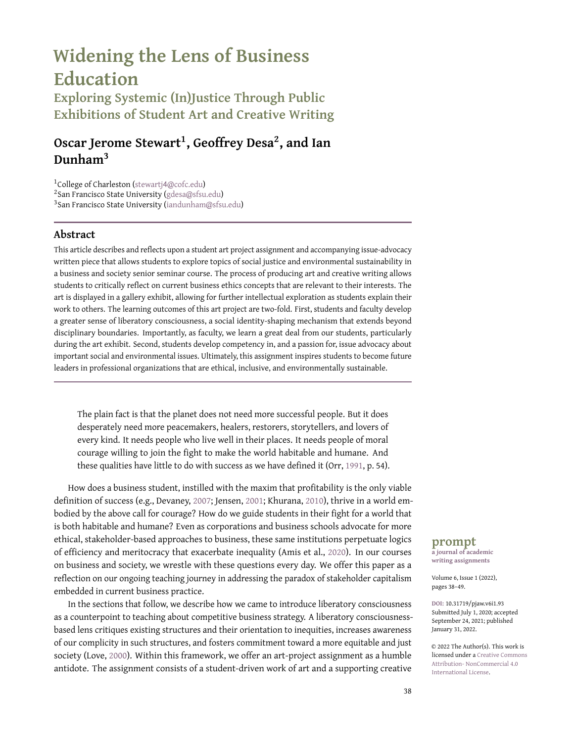# Widening the Lens of Business Education

## Exploring Systemic (In)Justice Through Public Exhibitions of Student Art and Creative Writing

**Oscar Jerome Stewart[1], Geoffrey Desa[2], and Ian Dunham[3]**

[1]College of Charleston (stewartj4@cofc.edu)
[2]San Francisco State University (gdesa@sfsu.edu)
[3]San Francisco State University (iandunham@sfsu.edu)

### Abstract

This article describes and reflects upon a student art project assignment and accompanying issue-advocacy written piece that allows students to explore topics of social justice and environmental sustainability in a business and society senior seminar course. The process of producing art and creative writing allows students to critically reflect on current business ethics concepts that are relevant to their interests. The art is displayed in a gallery exhibit, allowing for further intellectual exploration as students explain their work to others. The learning outcomes of this art project are two-fold. First, students and faculty develop a greater sense of liberatory consciousness, a social identity-shaping mechanism that extends beyond disciplinary boundaries. Importantly, as faculty, we learn a great deal from our students, particularly during the art exhibit. Second, students develop competency in, and a passion for, issue advocacy about important social and environmental issues. Ultimately, this assignment inspires students to become future leaders in professional organizations that are ethical, inclusive, and environmentally sustainable.

> The plain fact is that the planet does not need more successful people. But it does desperately need more peacemakers, healers, restorers, storytellers, and lovers of every kind. It needs people who live well in their places. It needs people of moral courage willing to join the fight to make the world habitable and humane. And these qualities have little to do with success as we have defined it (Orr, 1991, p. 54).

How does a business student, instilled with the maxim that profitability is the only viable definition of success (e.g., Devaney, 2007; Jensen, 2001; Khurana, 2010), thrive in a world embodied by the above call for courage? How do we guide students in their fight for a world that is both habitable and humane? Even as corporations and business schools advocate for more ethical, stakeholder-based approaches to business, these same institutions perpetuate logics of efficiency and meritocracy that exacerbate inequality (Amis et al., 2020). In our courses on business and society, we wrestle with these questions every day. We offer this paper as a reflection on our ongoing teaching journey in addressing the paradox of stakeholder capitalism embedded in current business practice.

In the sections that follow, we describe how we came to introduce liberatory consciousness as a counterpoint to teaching about competitive business strategy. A liberatory consciousness-based lens critiques existing structures and their orientation to inequities, increases awareness of our complicity in such structures, and fosters commitment toward a more equitable and just society (Love, 2000). Within this framework, we offer an art-project assignment as a humble antidote. The assignment consists of a student-driven work of art and a supporting creative

**prompt**
a journal of academic writing assignments

Volume 6, Issue 1 (2022), pages 38–49.

DOI: 10.31719/pjaw.v6i1.93
Submitted July 1, 2020; accepted September 24, 2021; published January 31, 2022.

© 2022 The Author(s). This work is licensed under a Creative Commons Attribution- NonCommercial 4.0 International License.